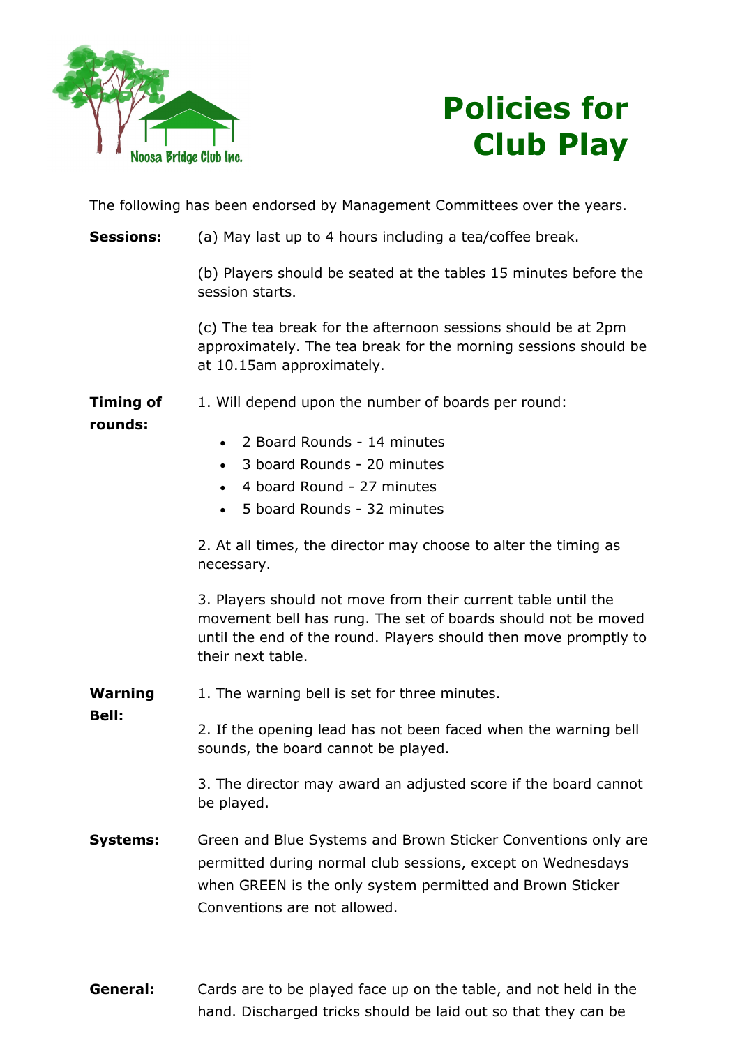Noosa Bridge Club Inc.

# Policies for Club Play

The following has been endorsed by Management Committees over the years.

**Sessions:**

(a) May last up to 4 hours including a tea/coffee break.

(b) Players should be seated at the tables 15 minutes before the session starts.

(c) The tea break for the afternoon sessions should be at 2pm approximately. The tea break for the morning sessions should be at 10.15am approximately.

**Timing of rounds:**

1. Will depend upon the number of boards per round:

- 2 Board Rounds - 14 minutes
- 3 board Rounds - 20 minutes
- 4 board Round - 27 minutes
- 5 board Rounds - 32 minutes

2. At all times, the director may choose to alter the timing as necessary.

3. Players should not move from their current table until the movement bell has rung. The set of boards should not be moved until the end of the round. Players should then move promptly to their next table.

**Warning Bell:**

1. The warning bell is set for three minutes.

2. If the opening lead has not been faced when the warning bell sounds, the board cannot be played.

3. The director may award an adjusted score if the board cannot be played.

**Systems:**

Green and Blue Systems and Brown Sticker Conventions only are permitted during normal club sessions, except on Wednesdays when GREEN is the only system permitted and Brown Sticker Conventions are not allowed.

**General:**

Cards are to be played face up on the table, and not held in the hand. Discharged tricks should be laid out so that they can be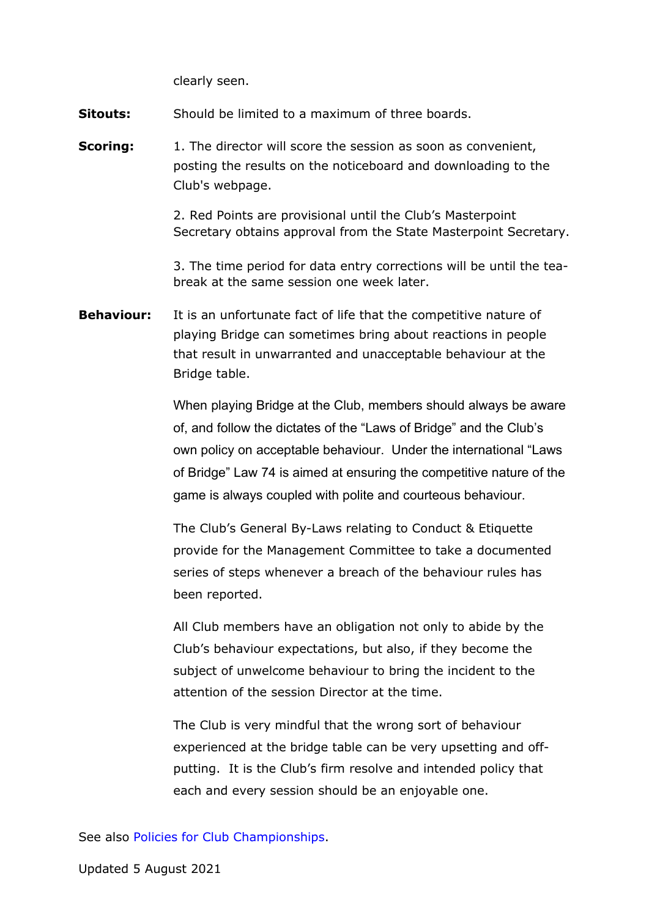clearly seen.

**Sitouts:** Should be limited to a maximum of three boards.

**Scoring:** 1. The director will score the session as soon as convenient, posting the results on the noticeboard and downloading to the Club's webpage.

2. Red Points are provisional until the Club's Masterpoint Secretary obtains approval from the State Masterpoint Secretary.

3. The time period for data entry corrections will be until the tea-break at the same session one week later.

**Behaviour:** It is an unfortunate fact of life that the competitive nature of playing Bridge can sometimes bring about reactions in people that result in unwarranted and unacceptable behaviour at the Bridge table.

When playing Bridge at the Club, members should always be aware of, and follow the dictates of the "Laws of Bridge" and the Club's own policy on acceptable behaviour. Under the international "Laws of Bridge" Law 74 is aimed at ensuring the competitive nature of the game is always coupled with polite and courteous behaviour.

The Club's General By-Laws relating to Conduct & Etiquette provide for the Management Committee to take a documented series of steps whenever a breach of the behaviour rules has been reported.

All Club members have an obligation not only to abide by the Club's behaviour expectations, but also, if they become the subject of unwelcome behaviour to bring the incident to the attention of the session Director at the time.

The Club is very mindful that the wrong sort of behaviour experienced at the bridge table can be very upsetting and off-putting. It is the Club's firm resolve and intended policy that each and every session should be an enjoyable one.

See also Policies for Club Championships.

Updated 5 August 2021